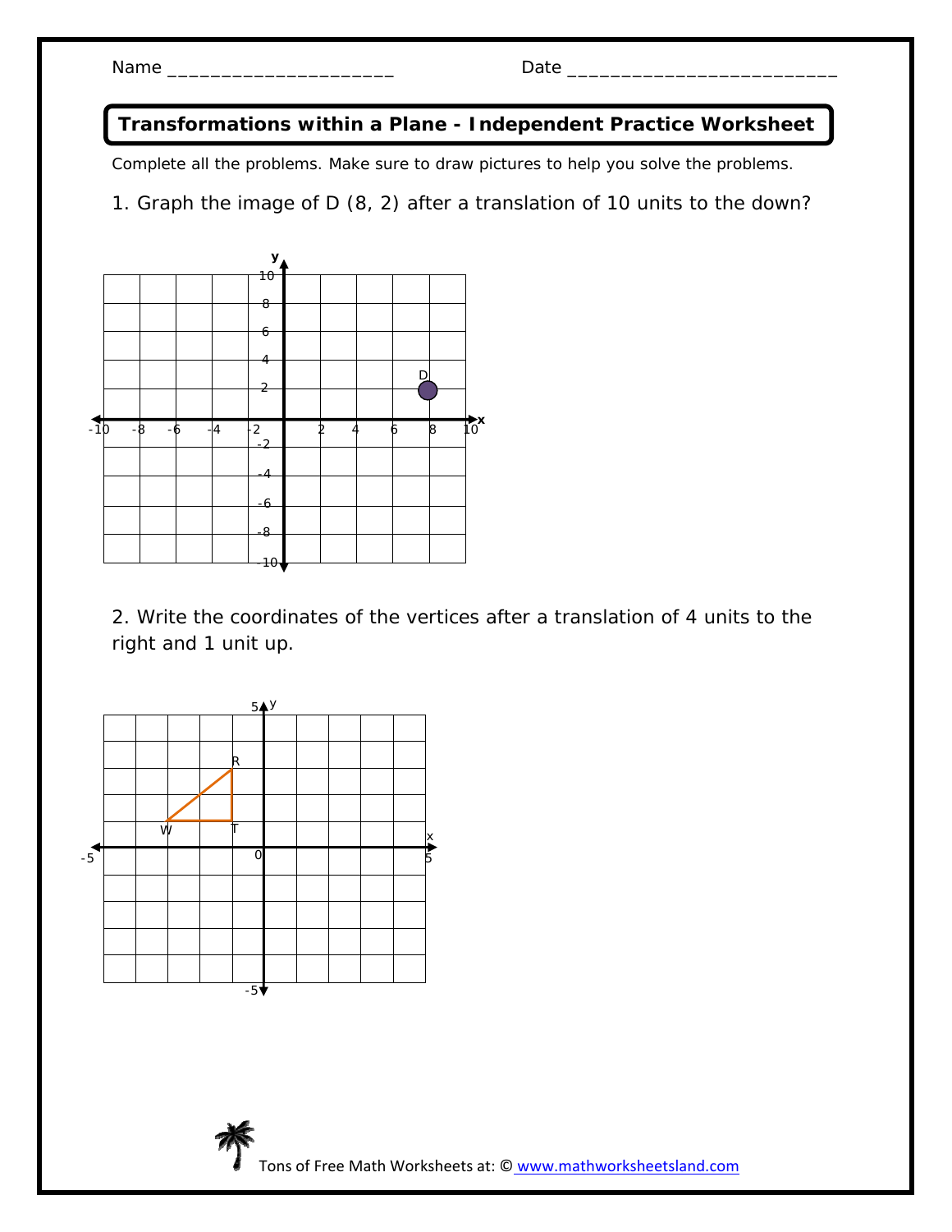Name ____________________ Date ________________________

## Transformations within a Plane - Independent Practice Worksheet

Complete all the problems. Make sure to draw pictures to help you solve the problems.

1. Graph the image of D (8, 2) after a translation of 10 units to the down?

2. Write the coordinates of the vertices after a translation of 4 units to the right and 1 unit up.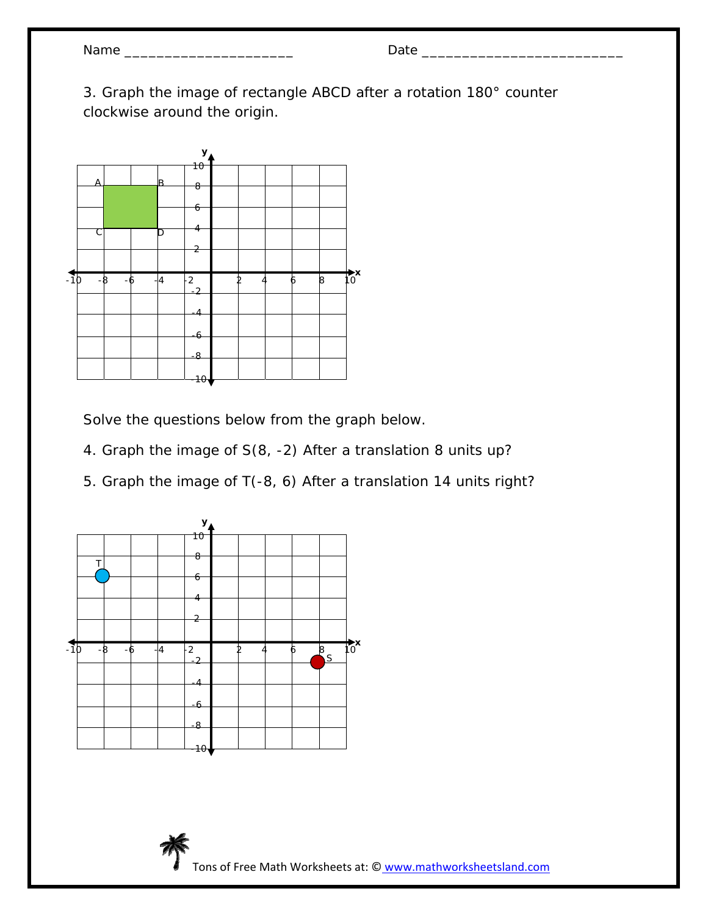Name ______________________ Date ___________________________

3. Graph the image of rectangle ABCD after a rotation 180° counter clockwise around the origin.

Solve the questions below from the graph below.

4. Graph the image of S(8, -2) After a translation 8 units up?

5. Graph the image of T(-8, 6) After a translation 14 units right?

Tons of Free Math Worksheets at: © www.mathworksheetsland.com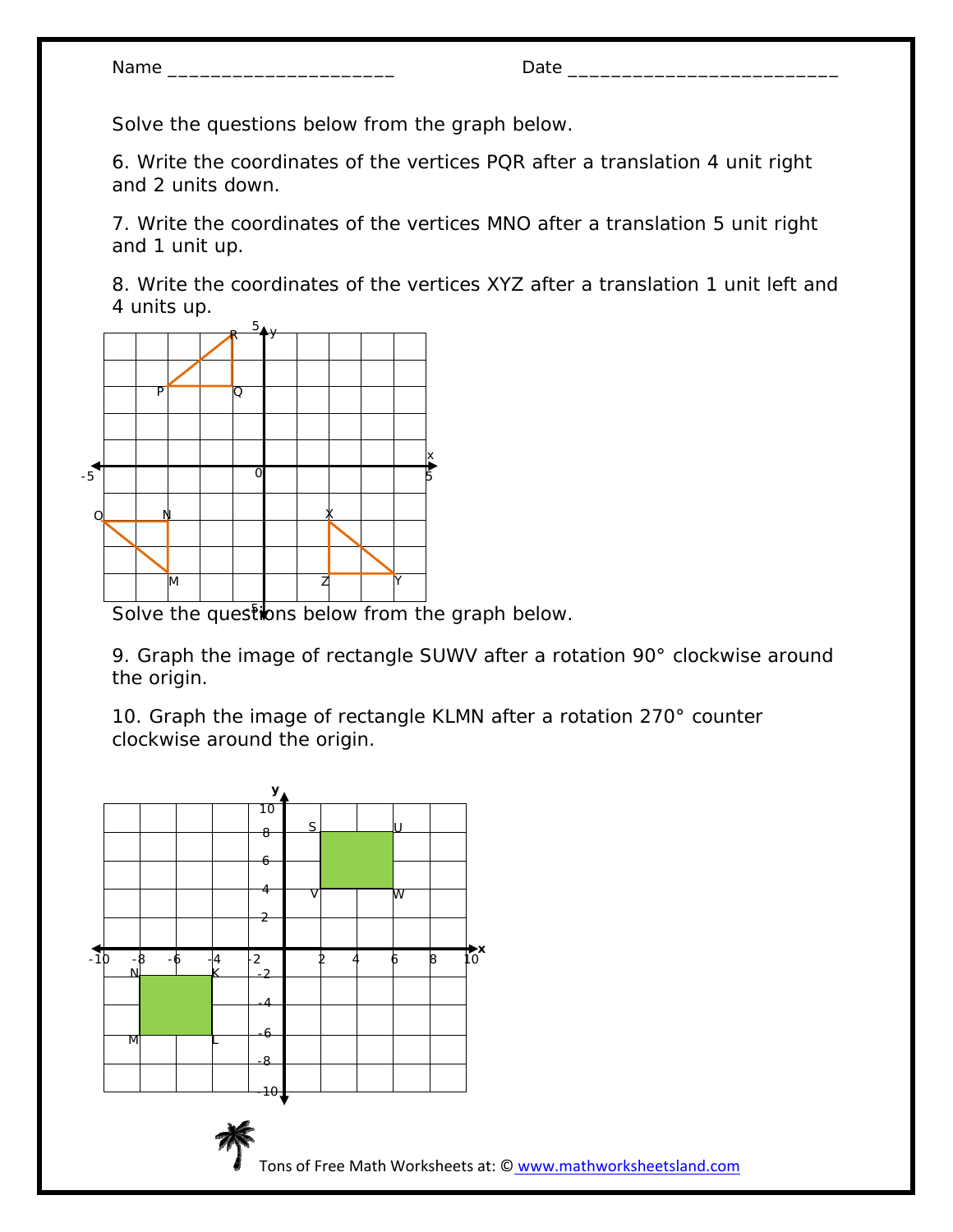Name ______________________ Date __________________________

Solve the questions below from the graph below.

6. Write the coordinates of the vertices PQR after a translation 4 unit right and 2 units down.

7. Write the coordinates of the vertices MNO after a translation 5 unit right and 1 unit up.

8. Write the coordinates of the vertices XYZ after a translation 1 unit left and 4 units up.

y
5
R
P
Q
x
-5
0
5
O
N
X
M
Z
Y
-5

Solve the questions below from the graph below.

9. Graph the image of rectangle SUWV after a rotation 90° clockwise around the origin.

10. Graph the image of rectangle KLMN after a rotation 270° counter clockwise around the origin.

y
10
8
S
U
6
4
V
W
2
-10
-8
-6
-4
-2
2
4
6
8
10
x
N
K
-2
-4
-6
M
L
-8
-10

Tons of Free Math Worksheets at: © www.mathworksheetsland.com